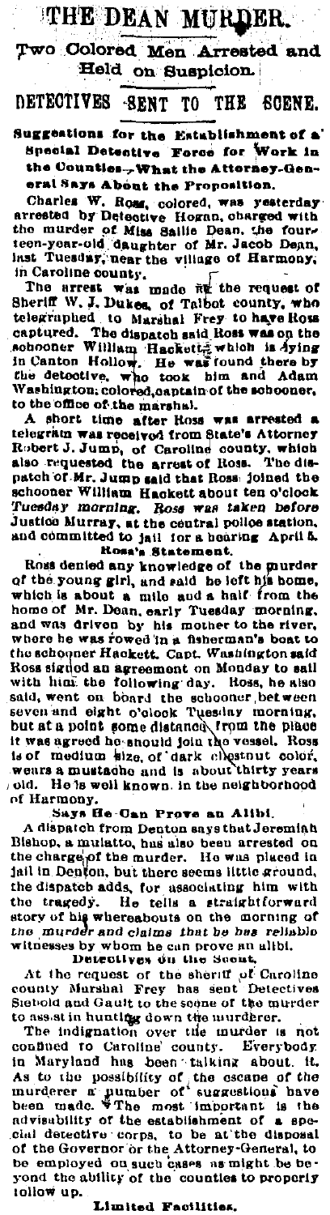# THE DEAN MURDER.

## Two Colored Men Arrested and Held on Suspicion.

## DETECTIVES SENT TO THE SCENE.

### Suggestions for the Establishment of a Special Detective Force for Work in the Counties—What the Attorney-General Says About the Proposition.

Charles W. Ross, colored, was yesterday arrested by Detective Hogan, charged with the murder of Miss Sallie Dean, the fourteen-year-old daughter of Mr. Jacob Dean, last Tuesday, near the village of Harmony, in Caroline county.

The arrest was made at the request of Sheriff W. J. Dukes, of Talbot county, who telegraphed to Marshal Frey to have Ross captured. The dispatch said Ross was on the schooner William Hackett, which is lying in Canton Hollow. He was found there by the detective, who took him and Adam Washington, colored, captain of the schooner, to the office of the marshal.

A short time after Ross was arrested a telegram was received from State's Attorney Robert J. Jump, of Caroline county, which also requested the arrest of Ross. The dispatch of Mr. Jump said that Ross joined the schooner William Hackett about ten o'clock Tuesday morning. Ross was taken before Justice Murray, at the central police station, and committed to jail for a hearing April 5.

### Ross's Statement.

Ross denied any knowledge of the murder of the young girl, and said he left his home, which is about a mile and a half from the home of Mr. Dean, early Tuesday morning, and was driven by his mother to the river, where he was rowed in a fisherman's boat to the schooner Hackett. Capt. Washington said Ross signed an agreement on Monday to sail with him the following day. Ross, he also said, went on board the schooner between seven and eight o'clock Tuesday morning, but at a point some distance from the place it was agreed he should join the vessel. Ross is of medium size, of dark chestnut color, wears a mustache and is about thirty years old. He is well known in the neighborhood of Harmony.

### Says He Can Prove an Alibi.

A dispatch from Denton says that Jeremiah Bishop, a mulatto, has also been arrested on the charge of the murder. He was placed in jail in Denton, but there seems little ground, the dispatch adds, for associating him with the tragedy. He tells a straightforward story of his whereabouts on the morning of the murder and claims that he has reliable witnesses by whom he can prove an alibi.

### Detectives on the Scent.

At the request of the sheriff of Caroline county Marshal Frey has sent Detectives Siebold and Gault to the scene of the murder to assist in hunting down the murderer.

The indignation over the murder is not confined to Caroline county. Everybody in Maryland has been talking about it. As to the possibility of the escape of the murderer a number of suggestions have been made. The most important is the advisability of the establishment of a special detective corps, to be at the disposal of the Governor or the Attorney-General, to be employed on such cases as might be beyond the ability of the counties to properly follow up.

### Limited Facilities.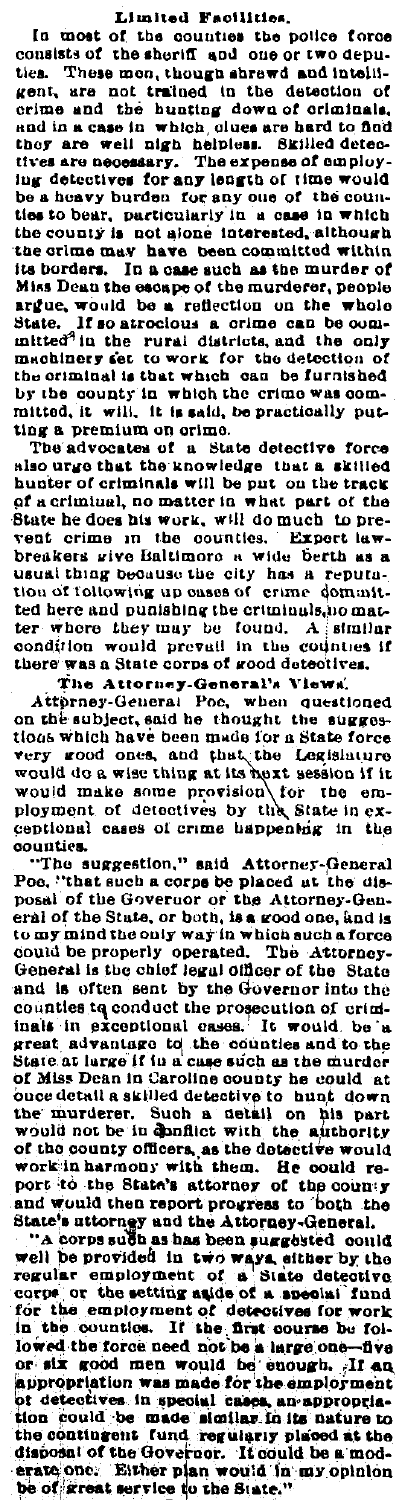## Limited Facilities.

In most of the counties the police force consists of the sheriff and one or two deputies. These men, though shrewd and intelligent, are not trained in the detection of crime and the hunting down of criminals, and in a case in which clues are hard to find they are well nigh helpless. Skilled detectives are necessary. The expense of employing detectives for any length of time would be a heavy burden for any one of the counties to bear, particularly in a case in which the county is not alone interested, although the crime may have been committed within its borders. In a case such as the murder of Miss Dean the escape of the murderer, people argue, would be a reflection on the whole State. If so atrocious a crime can be committed in the rural districts, and the only machinery set to work for the detection of the criminal is that which can be furnished by the county in which the crime was committed, it will, it is said, be practically putting a premium on crime.

The advocates of a State detective force also urge that the knowledge that a skilled hunter of criminals will be put on the track of a criminal, no matter in what part of the State he does his work, will do much to prevent crime in the counties. Expert lawbreakers give Baltimore a wide berth as a usual thing because the city has a reputation of following up cases of crime committed here and punishing the criminals, no matter where they may be found. A similar condition would prevail in the counties if there was a State corps of good detectives.

## The Attorney-General's Views.

Attorney-General Poe, when questioned on the subject, said he thought the suggestions which have been made for a State force very good ones, and that the Legislature would do a wise thing at its next session if it would make some provision for the employment of detectives by the State in exceptional cases of crime happening in the counties.

"The suggestion," said Attorney-General Poe, "that such a corps be placed at the disposal of the Governor or the Attorney-General of the State, or both, is a good one, and is to my mind the only way in which such a force could be properly operated. The Attorney-General is the chief legal officer of the State and is often sent by the Governor into the counties to conduct the prosecution of criminals in exceptional cases. It would be a great advantage to the counties and to the State at large if in a case such as the murder of Miss Dean in Caroline county he could at once detail a skilled detective to hunt down the murderer. Such a detail on his part would not be in conflict with the authority of the county officers, as the detective would work in harmony with them. He could report to the State's attorney of the county and would then report progress to both the State's attorney and the Attorney-General.

"A corps such as has been suggested could well be provided in two ways, either by the regular employment of a State detective corps or the setting aside of a special fund for the employment of detectives for work in the counties. If the first course be followed the force need not be a large one—five or six good men would be enough. If an appropriation was made for the employment of detectives in special cases, an appropriation could be made similar in its nature to the contingent fund regularly placed at the disposal of the Governor. It could be a moderate one. Either plan would in my opinion be of great service to the State."